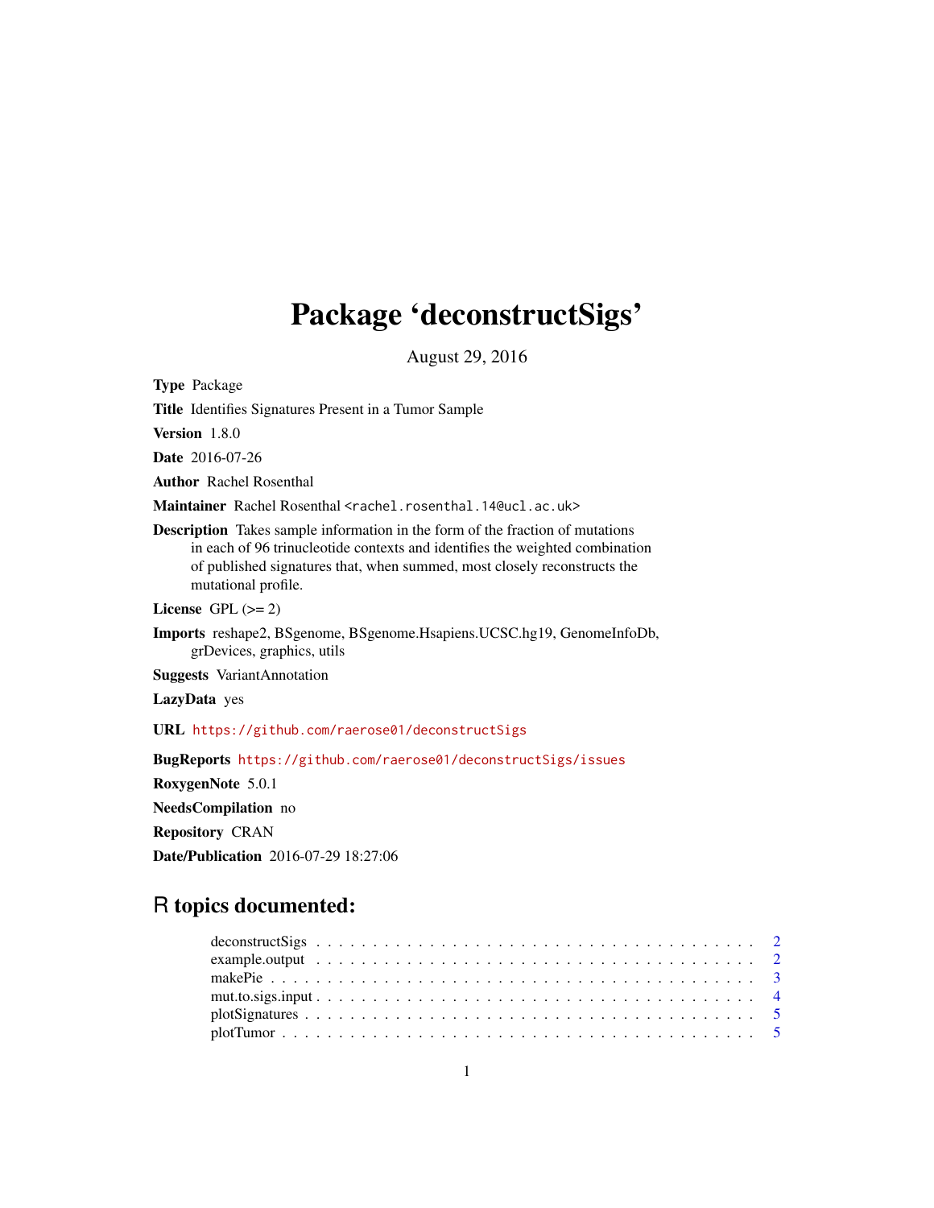# Package 'deconstructSigs'

August 29, 2016

**Type** Package

**Title** Identifies Signatures Present in a Tumor Sample

**Version** 1.8.0

**Date** 2016-07-26

**Author** Rachel Rosenthal

**Maintainer** Rachel Rosenthal <rachel.rosenthal.14@ucl.ac.uk>

**Description** Takes sample information in the form of the fraction of mutations in each of 96 trinucleotide contexts and identifies the weighted combination of published signatures that, when summed, most closely reconstructs the mutational profile.

**License** GPL (>= 2)

**Imports** reshape2, BSgenome, BSgenome.Hsapiens.UCSC.hg19, GenomeInfoDb, grDevices, graphics, utils

**Suggests** VariantAnnotation

**LazyData** yes

**URL** https://github.com/raerose01/deconstructSigs

**BugReports** https://github.com/raerose01/deconstructSigs/issues

**RoxygenNote** 5.0.1

**NeedsCompilation** no

**Repository** CRAN

**Date/Publication** 2016-07-29 18:27:06

## R topics documented:

- deconstructSigs . . . . . . . . . . . . . . . . . . . . . . . . . . . . . . . . . . . . . . . . 2
- example.output . . . . . . . . . . . . . . . . . . . . . . . . . . . . . . . . . . . . . . . . 2
- makePie . . . . . . . . . . . . . . . . . . . . . . . . . . . . . . . . . . . . . . . . . . . . 3
- mut.to.sigs.input . . . . . . . . . . . . . . . . . . . . . . . . . . . . . . . . . . . . . . . 4
- plotSignatures . . . . . . . . . . . . . . . . . . . . . . . . . . . . . . . . . . . . . . . . 5
- plotTumor . . . . . . . . . . . . . . . . . . . . . . . . . . . . . . . . . . . . . . . . . . . 5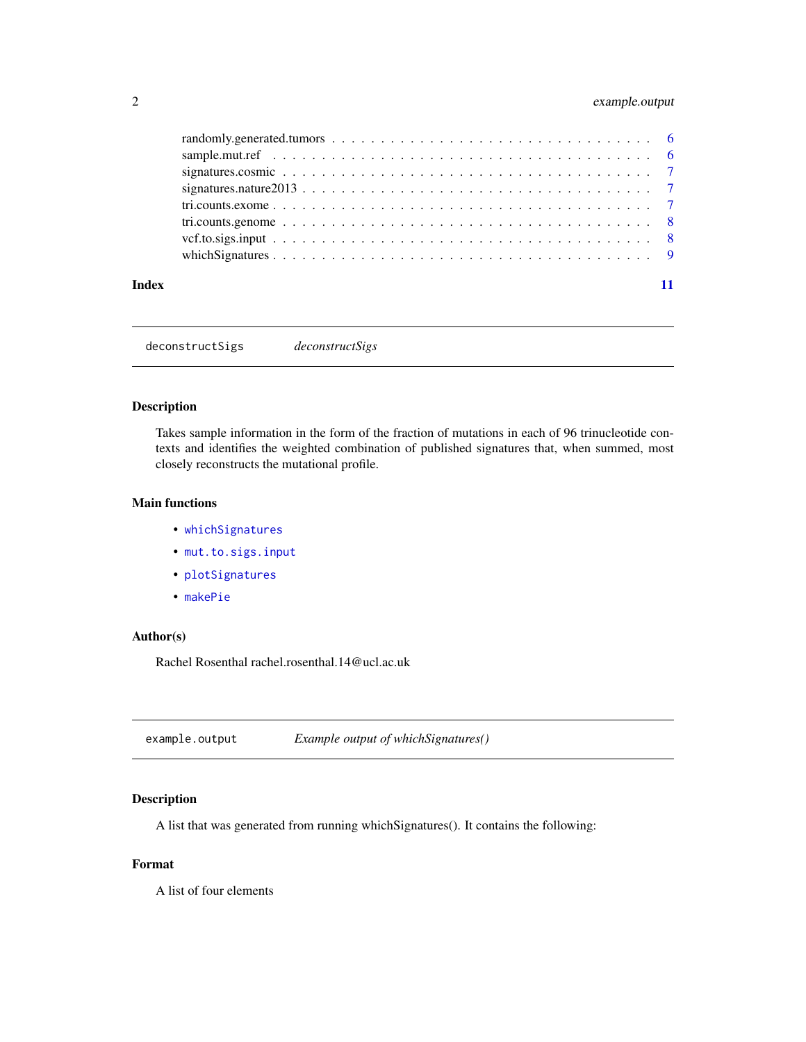randomly.generated.tumors . . . . . . . . . . . . . . . . . . . . . . . . . . . . . . . . 6
sample.mut.ref . . . . . . . . . . . . . . . . . . . . . . . . . . . . . . . . . . . . . . 6
signatures.cosmic . . . . . . . . . . . . . . . . . . . . . . . . . . . . . . . . . . . . 7
signatures.nature2013 . . . . . . . . . . . . . . . . . . . . . . . . . . . . . . . . . . 7
tri.counts.exome . . . . . . . . . . . . . . . . . . . . . . . . . . . . . . . . . . . . . 7
tri.counts.genome . . . . . . . . . . . . . . . . . . . . . . . . . . . . . . . . . . . . 8
vcf.to.sigs.input . . . . . . . . . . . . . . . . . . . . . . . . . . . . . . . . . . . . . 8
whichSignatures . . . . . . . . . . . . . . . . . . . . . . . . . . . . . . . . . . . . . 9

**Index** 11

---

## `deconstructSigs` *deconstructSigs*

### Description

Takes sample information in the form of the fraction of mutations in each of 96 trinucleotide contexts and identifies the weighted combination of published signatures that, when summed, most closely reconstructs the mutational profile.

### Main functions

- `whichSignatures`
- `mut.to.sigs.input`
- `plotSignatures`
- `makePie`

### Author(s)

Rachel Rosenthal rachel.rosenthal.14@ucl.ac.uk

---

## `example.output` *Example output of whichSignatures()*

### Description

A list that was generated from running whichSignatures(). It contains the following:

### Format

A list of four elements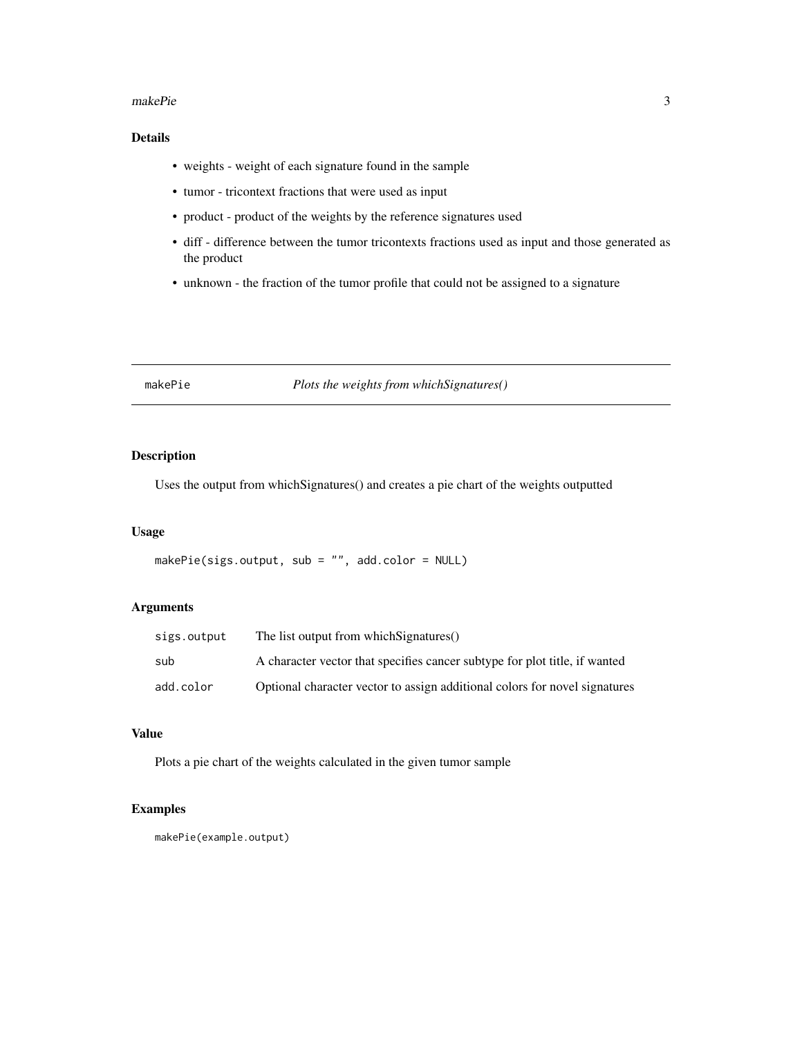## Details

- weights - weight of each signature found in the sample
- tumor - tricontext fractions that were used as input
- product - product of the weights by the reference signatures used
- diff - difference between the tumor tricontexts fractions used as input and those generated as the product
- unknown - the fraction of the tumor profile that could not be assigned to a signature

---

# makePie *Plots the weights from whichSignatures()*

---

## Description

Uses the output from whichSignatures() and creates a pie chart of the weights outputted

## Usage

```
makePie(sigs.output, sub = "", add.color = NULL)
```

## Arguments

| | |
|---|---|
| sigs.output | The list output from whichSignatures() |
| sub | A character vector that specifies cancer subtype for plot title, if wanted |
| add.color | Optional character vector to assign additional colors for novel signatures |

## Value

Plots a pie chart of the weights calculated in the given tumor sample

## Examples

```
makePie(example.output)
```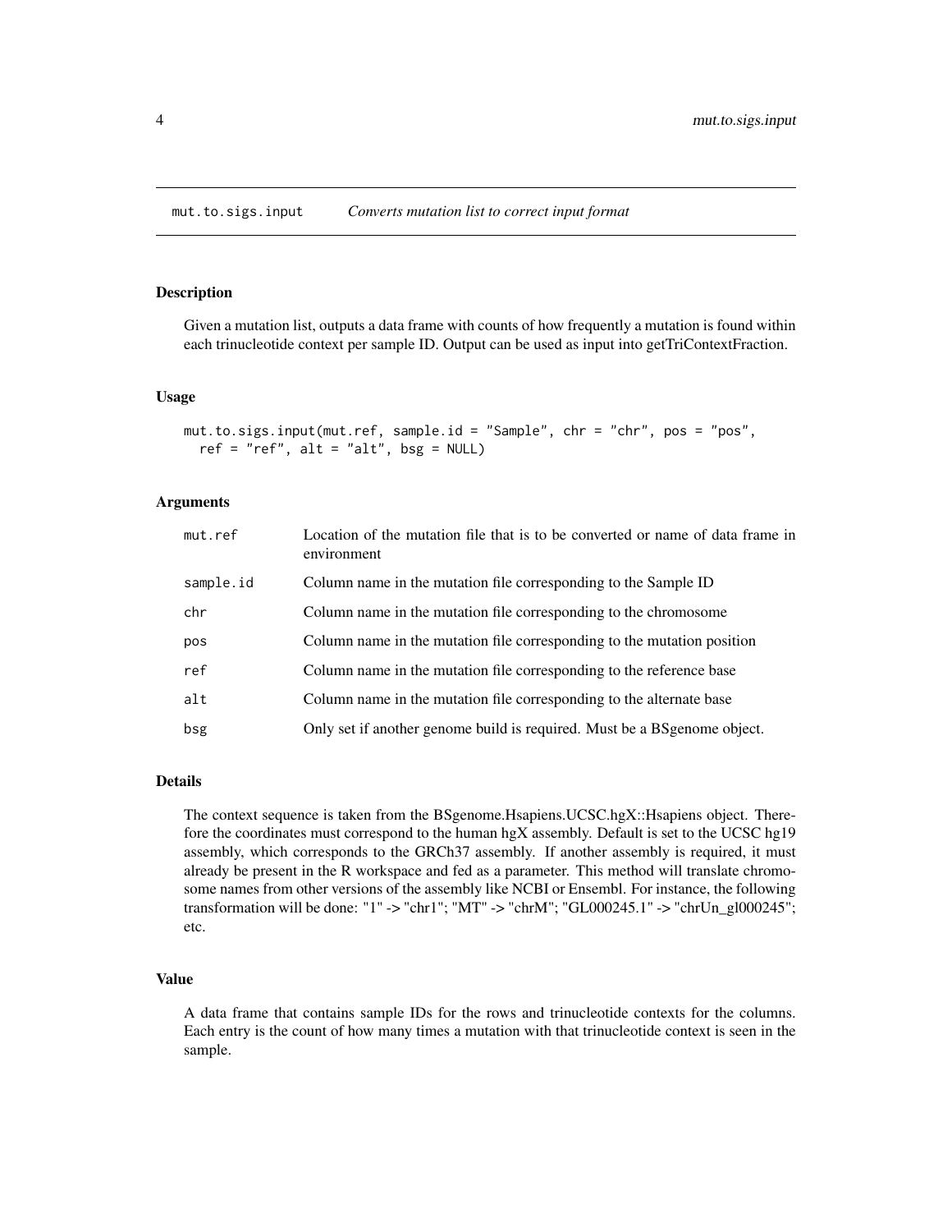## mut.to.sigs.input *Converts mutation list to correct input format*

### Description

Given a mutation list, outputs a data frame with counts of how frequently a mutation is found within each trinucleotide context per sample ID. Output can be used as input into getTriContextFraction.

### Usage

```
mut.to.sigs.input(mut.ref, sample.id = "Sample", chr = "chr", pos = "pos",
  ref = "ref", alt = "alt", bsg = NULL)
```

### Arguments

| | |
|---|---|
| mut.ref | Location of the mutation file that is to be converted or name of data frame in environment |
| sample.id | Column name in the mutation file corresponding to the Sample ID |
| chr | Column name in the mutation file corresponding to the chromosome |
| pos | Column name in the mutation file corresponding to the mutation position |
| ref | Column name in the mutation file corresponding to the reference base |
| alt | Column name in the mutation file corresponding to the alternate base |
| bsg | Only set if another genome build is required. Must be a BSgenome object. |

### Details

The context sequence is taken from the BSgenome.Hsapiens.UCSC.hgX::Hsapiens object. Therefore the coordinates must correspond to the human hgX assembly. Default is set to the UCSC hg19 assembly, which corresponds to the GRCh37 assembly. If another assembly is required, it must already be present in the R workspace and fed as a parameter. This method will translate chromosome names from other versions of the assembly like NCBI or Ensembl. For instance, the following transformation will be done: "1" -> "chr1"; "MT" -> "chrM"; "GL000245.1" -> "chrUn_gl000245"; etc.

### Value

A data frame that contains sample IDs for the rows and trinucleotide contexts for the columns. Each entry is the count of how many times a mutation with that trinucleotide context is seen in the sample.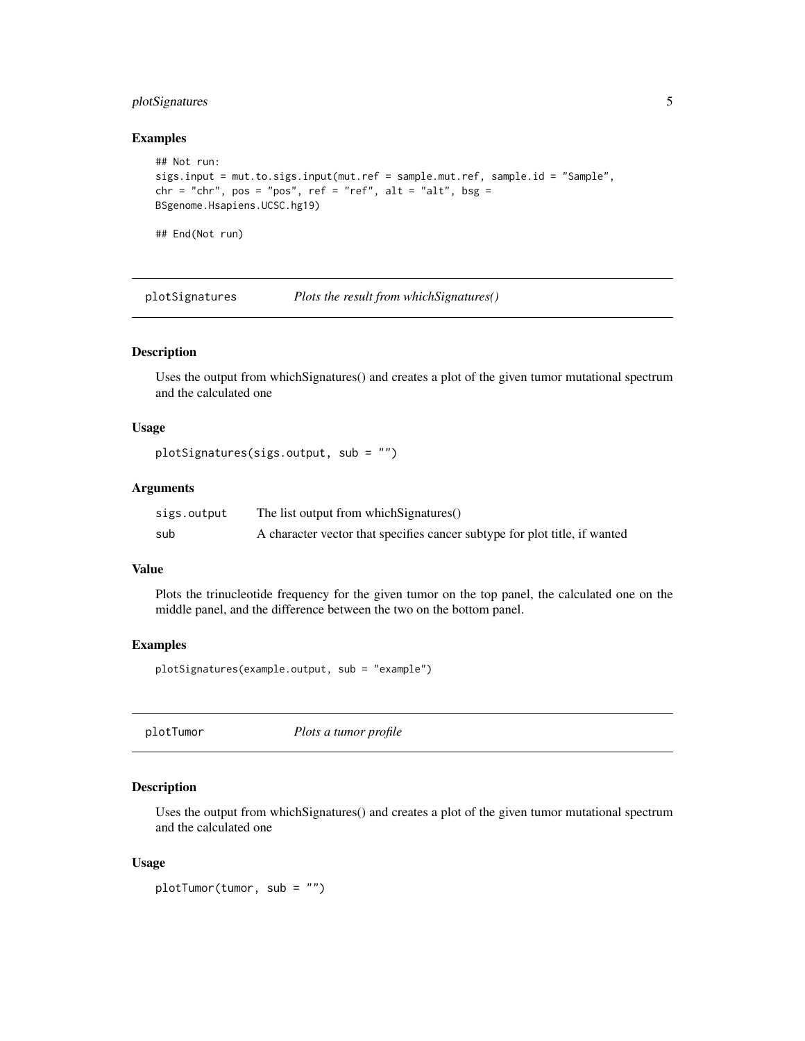### Examples

```
## Not run:
sigs.input = mut.to.sigs.input(mut.ref = sample.mut.ref, sample.id = "Sample",
chr = "chr", pos = "pos", ref = "ref", alt = "alt", bsg =
BSgenome.Hsapiens.UCSC.hg19)

## End(Not run)
```

---

## plotSignatures — *Plots the result from whichSignatures()*

### Description

Uses the output from whichSignatures() and creates a plot of the given tumor mutational spectrum and the calculated one

### Usage

```
plotSignatures(sigs.output, sub = "")
```

### Arguments

| | |
|---|---|
| sigs.output | The list output from whichSignatures() |
| sub | A character vector that specifies cancer subtype for plot title, if wanted |

### Value

Plots the trinucleotide frequency for the given tumor on the top panel, the calculated one on the middle panel, and the difference between the two on the bottom panel.

### Examples

```
plotSignatures(example.output, sub = "example")
```

---

## plotTumor — *Plots a tumor profile*

### Description

Uses the output from whichSignatures() and creates a plot of the given tumor mutational spectrum and the calculated one

### Usage

```
plotTumor(tumor, sub = "")
```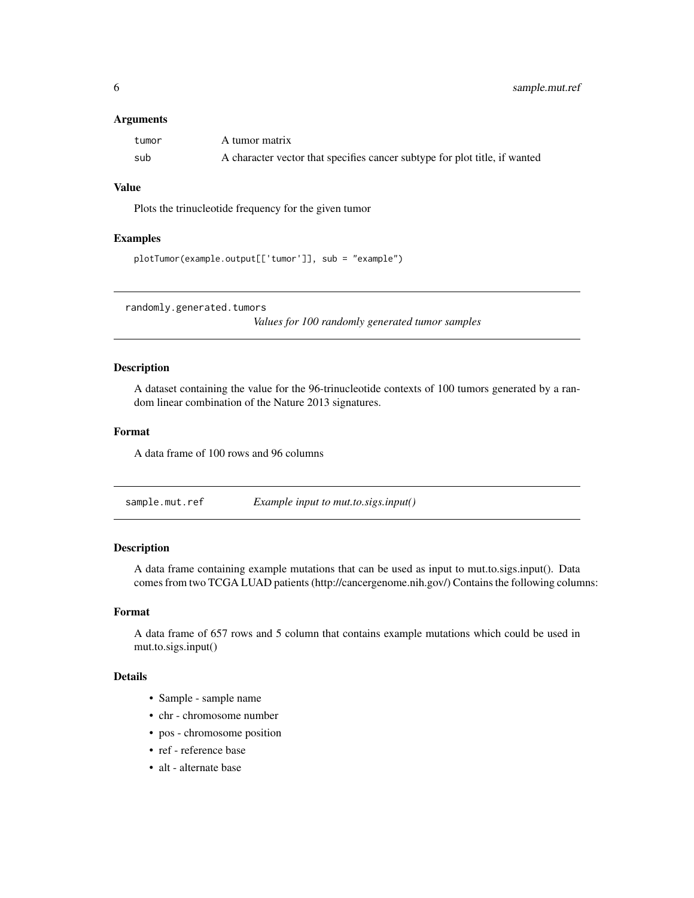### Arguments

| | |
|---|---|
| tumor | A tumor matrix |
| sub | A character vector that specifies cancer subtype for plot title, if wanted |

### Value

Plots the trinucleotide frequency for the given tumor

### Examples

```
plotTumor(example.output[['tumor']], sub = "example")
```

---

## randomly.generated.tumors    *Values for 100 randomly generated tumor samples*

### Description

A dataset containing the value for the 96-trinucleotide contexts of 100 tumors generated by a random linear combination of the Nature 2013 signatures.

### Format

A data frame of 100 rows and 96 columns

---

## sample.mut.ref    *Example input to mut.to.sigs.input()*

### Description

A data frame containing example mutations that can be used as input to mut.to.sigs.input(). Data comes from two TCGA LUAD patients (http://cancergenome.nih.gov/) Contains the following columns:

### Format

A data frame of 657 rows and 5 column that contains example mutations which could be used in mut.to.sigs.input()

### Details

- Sample - sample name
- chr - chromosome number
- pos - chromosome position
- ref - reference base
- alt - alternate base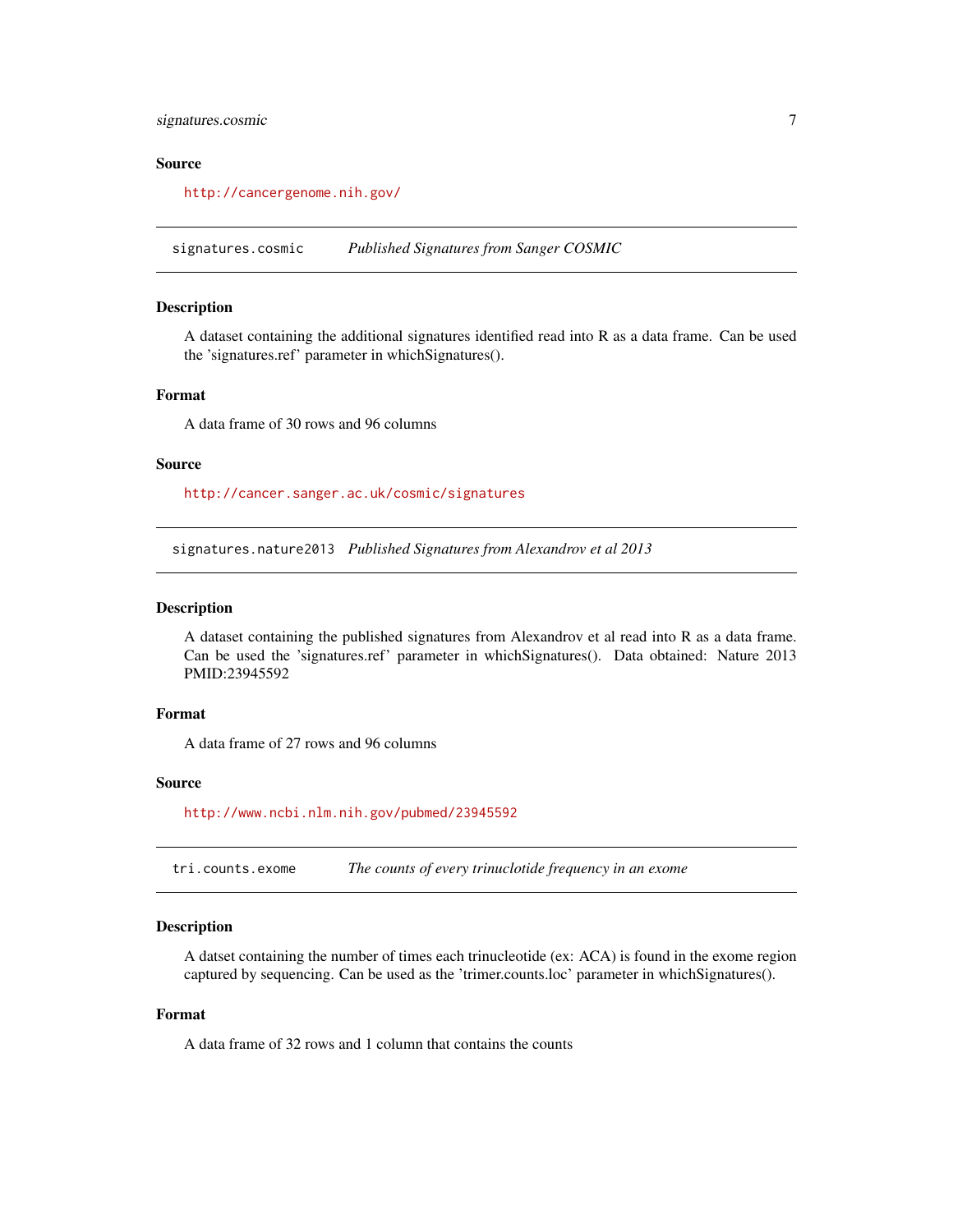### Source

http://cancergenome.nih.gov/

---

## signatures.cosmic *Published Signatures from Sanger COSMIC*

---

### Description

A dataset containing the additional signatures identified read into R as a data frame. Can be used the 'signatures.ref' parameter in whichSignatures().

### Format

A data frame of 30 rows and 96 columns

### Source

http://cancer.sanger.ac.uk/cosmic/signatures

---

## signatures.nature2013 *Published Signatures from Alexandrov et al 2013*

---

### Description

A dataset containing the published signatures from Alexandrov et al read into R as a data frame. Can be used the 'signatures.ref' parameter in whichSignatures(). Data obtained: Nature 2013 PMID:23945592

### Format

A data frame of 27 rows and 96 columns

### Source

http://www.ncbi.nlm.nih.gov/pubmed/23945592

---

## tri.counts.exome *The counts of every trinuclotide frequency in an exome*

---

### Description

A datset containing the number of times each trinucleotide (ex: ACA) is found in the exome region captured by sequencing. Can be used as the 'trimer.counts.loc' parameter in whichSignatures().

### Format

A data frame of 32 rows and 1 column that contains the counts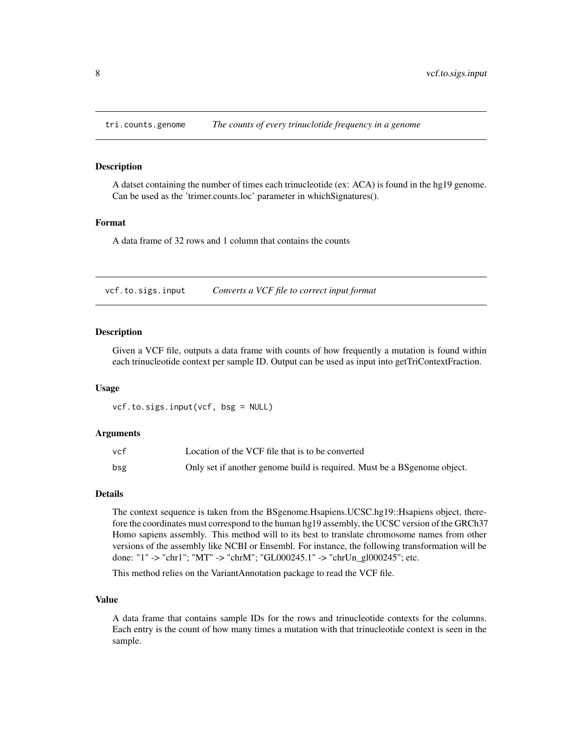## tri.counts.genome *The counts of every trinuclotide frequency in a genome*

### Description

A datset containing the number of times each trinucleotide (ex: ACA) is found in the hg19 genome. Can be used as the 'trimer.counts.loc' parameter in whichSignatures().

### Format

A data frame of 32 rows and 1 column that contains the counts

## vcf.to.sigs.input *Converts a VCF file to correct input format*

### Description

Given a VCF file, outputs a data frame with counts of how frequently a mutation is found within each trinucleotide context per sample ID. Output can be used as input into getTriContextFraction.

### Usage

```
vcf.to.sigs.input(vcf, bsg = NULL)
```

### Arguments

| | |
|---|---|
| vcf | Location of the VCF file that is to be converted |
| bsg | Only set if another genome build is required. Must be a BSgenome object. |

### Details

The context sequence is taken from the BSgenome.Hsapiens.UCSC.hg19::Hsapiens object, therefore the coordinates must correspond to the human hg19 assembly, the UCSC version of the GRCh37 Homo sapiens assembly. This method will to its best to translate chromosome names from other versions of the assembly like NCBI or Ensembl. For instance, the following transformation will be done: "1" -> "chr1"; "MT" -> "chrM"; "GL000245.1" -> "chrUn_gl000245"; etc.

This method relies on the VariantAnnotation package to read the VCF file.

### Value

A data frame that contains sample IDs for the rows and trinucleotide contexts for the columns. Each entry is the count of how many times a mutation with that trinucleotide context is seen in the sample.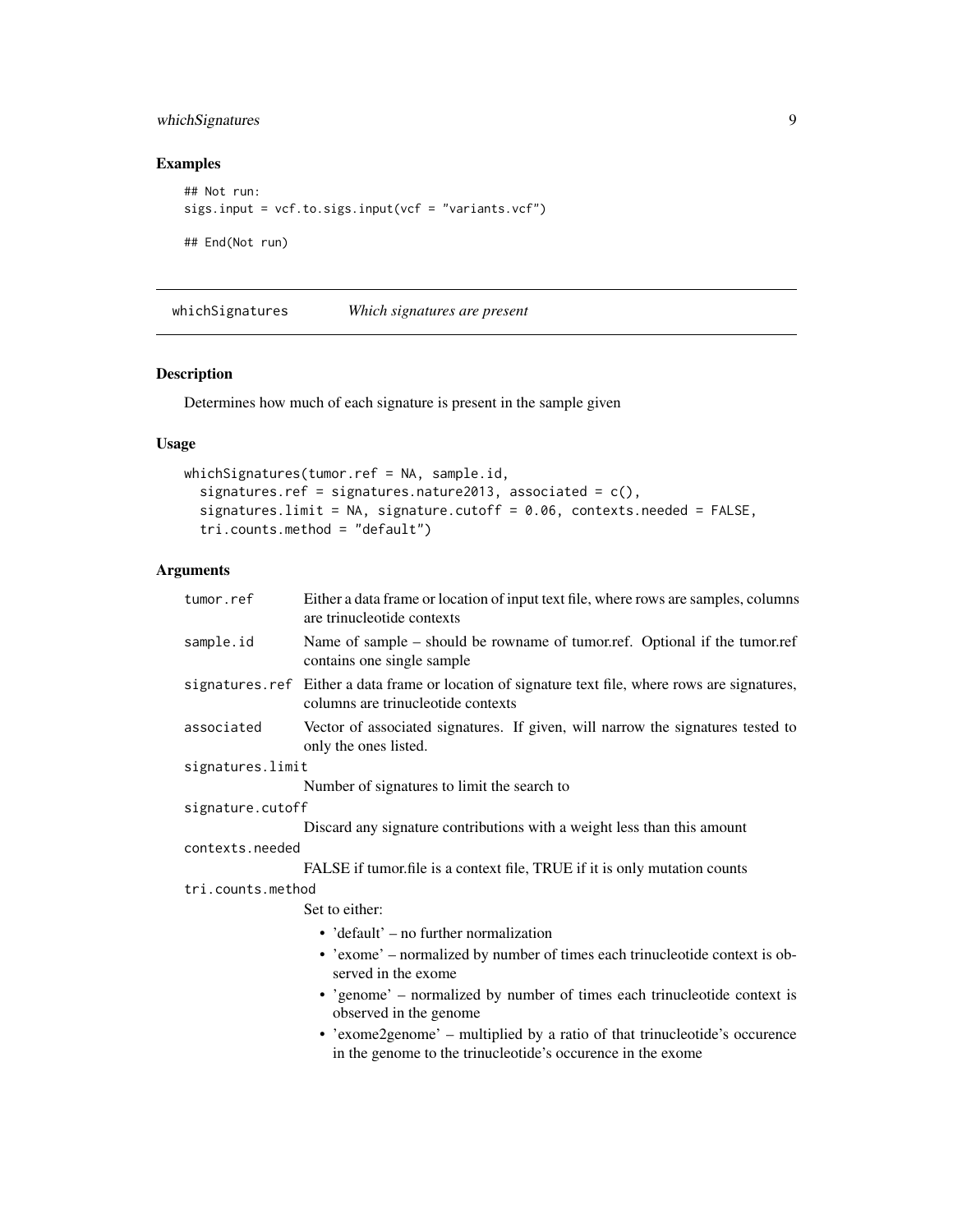## Examples

```
## Not run:
sigs.input = vcf.to.sigs.input(vcf = "variants.vcf")

## End(Not run)
```

---

## whichSignatures — *Which signatures are present*

### Description

Determines how much of each signature is present in the sample given

### Usage

```
whichSignatures(tumor.ref = NA, sample.id,
  signatures.ref = signatures.nature2013, associated = c(),
  signatures.limit = NA, signature.cutoff = 0.06, contexts.needed = FALSE,
  tri.counts.method = "default")
```

### Arguments

| Argument | Description |
| --- | --- |
| `tumor.ref` | Either a data frame or location of input text file, where rows are samples, columns are trinucleotide contexts |
| `sample.id` | Name of sample – should be rowname of tumor.ref. Optional if the tumor.ref contains one single sample |
| `signatures.ref` | Either a data frame or location of signature text file, where rows are signatures, columns are trinucleotide contexts |
| `associated` | Vector of associated signatures. If given, will narrow the signatures tested to only the ones listed. |
| `signatures.limit` | Number of signatures to limit the search to |
| `signature.cutoff` | Discard any signature contributions with a weight less than this amount |
| `contexts.needed` | FALSE if tumor.file is a context file, TRUE if it is only mutation counts |
| `tri.counts.method` | Set to either:<br>• 'default' – no further normalization<br>• 'exome' – normalized by number of times each trinucleotide context is observed in the exome<br>• 'genome' – normalized by number of times each trinucleotide context is observed in the genome<br>• 'exome2genome' – multiplied by a ratio of that trinucleotide's occurence in the genome to the trinucleotide's occurence in the exome |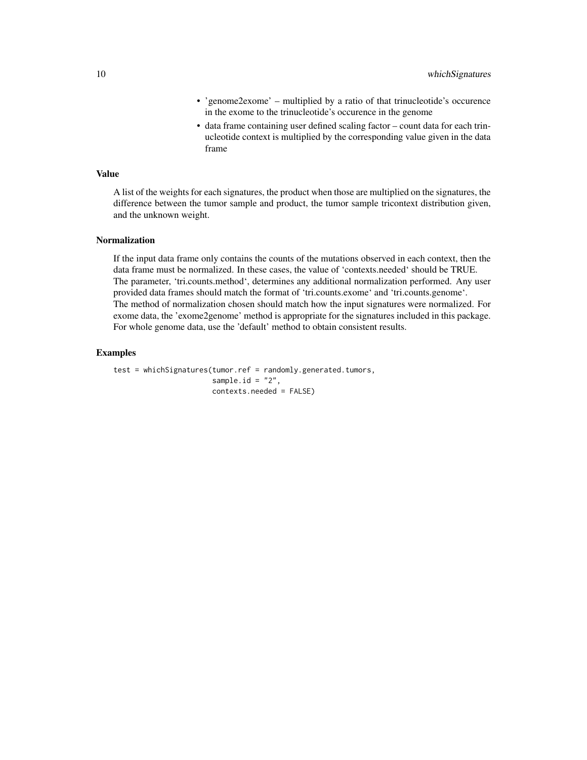- 'genome2exome' – multiplied by a ratio of that trinucleotide's occurence in the exome to the trinucleotide's occurence in the genome
- data frame containing user defined scaling factor – count data for each trinucleotide context is multiplied by the corresponding value given in the data frame

## Value

A list of the weights for each signatures, the product when those are multiplied on the signatures, the difference between the tumor sample and product, the tumor sample tricontext distribution given, and the unknown weight.

## Normalization

If the input data frame only contains the counts of the mutations observed in each context, then the data frame must be normalized. In these cases, the value of 'contexts.needed' should be TRUE.
The parameter, 'tri.counts.method', determines any additional normalization performed. Any user provided data frames should match the format of 'tri.counts.exome' and 'tri.counts.genome'.
The method of normalization chosen should match how the input signatures were normalized. For exome data, the 'exome2genome' method is appropriate for the signatures included in this package. For whole genome data, use the 'default' method to obtain consistent results.

## Examples

```
test = whichSignatures(tumor.ref = randomly.generated.tumors,
                       sample.id = "2",
                       contexts.needed = FALSE)
```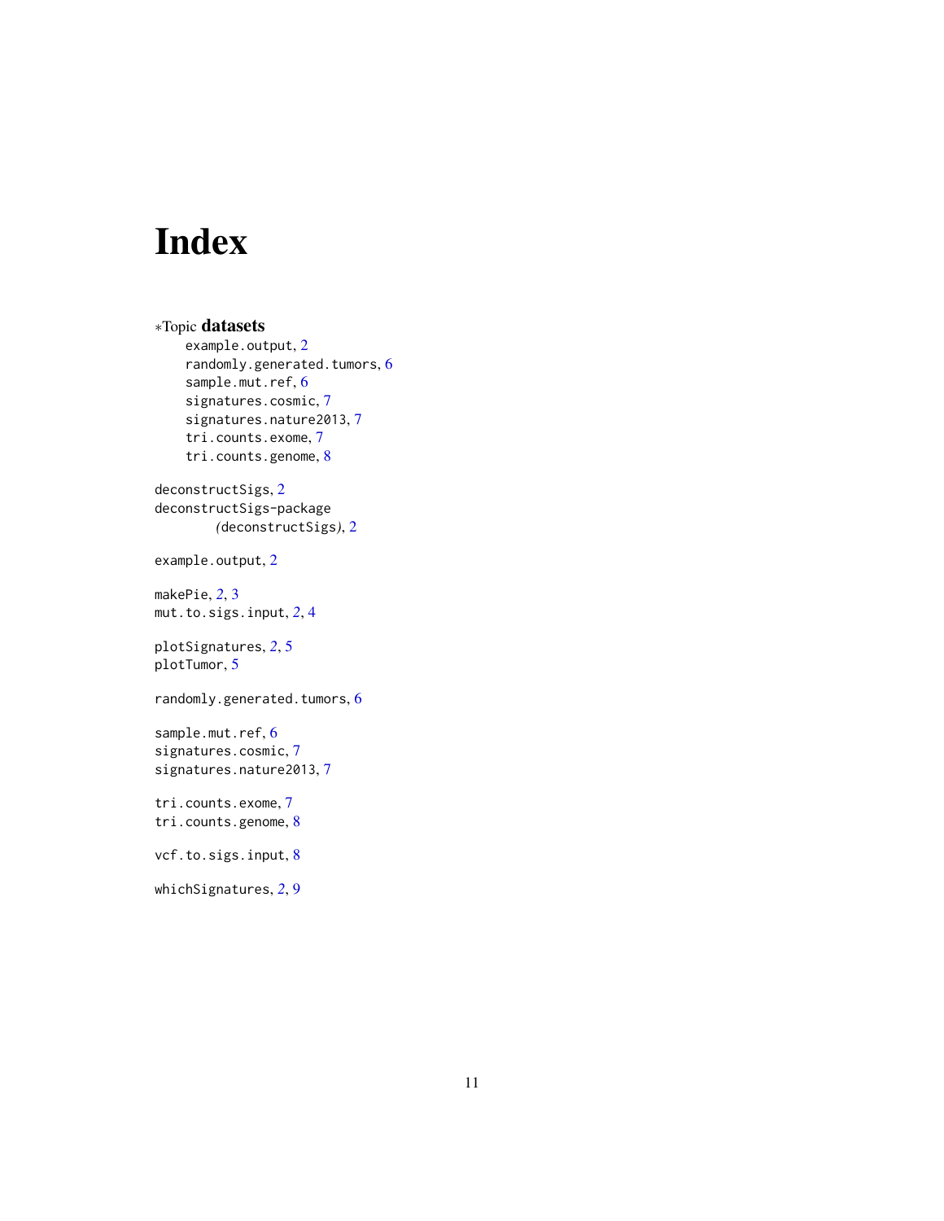# Index

*Topic **datasets**

example.output, 2
randomly.generated.tumors, 6
sample.mut.ref, 6
signatures.cosmic, 7
signatures.nature2013, 7
tri.counts.exome, 7
tri.counts.genome, 8

deconstructSigs, 2
deconstructSigs-package (deconstructSigs), 2

example.output, 2

makePie, *2*, 3
mut.to.sigs.input, *2*, 4

plotSignatures, *2*, 5
plotTumor, 5

randomly.generated.tumors, 6

sample.mut.ref, 6
signatures.cosmic, 7
signatures.nature2013, 7

tri.counts.exome, 7
tri.counts.genome, 8

vcf.to.sigs.input, 8

whichSignatures, *2*, 9